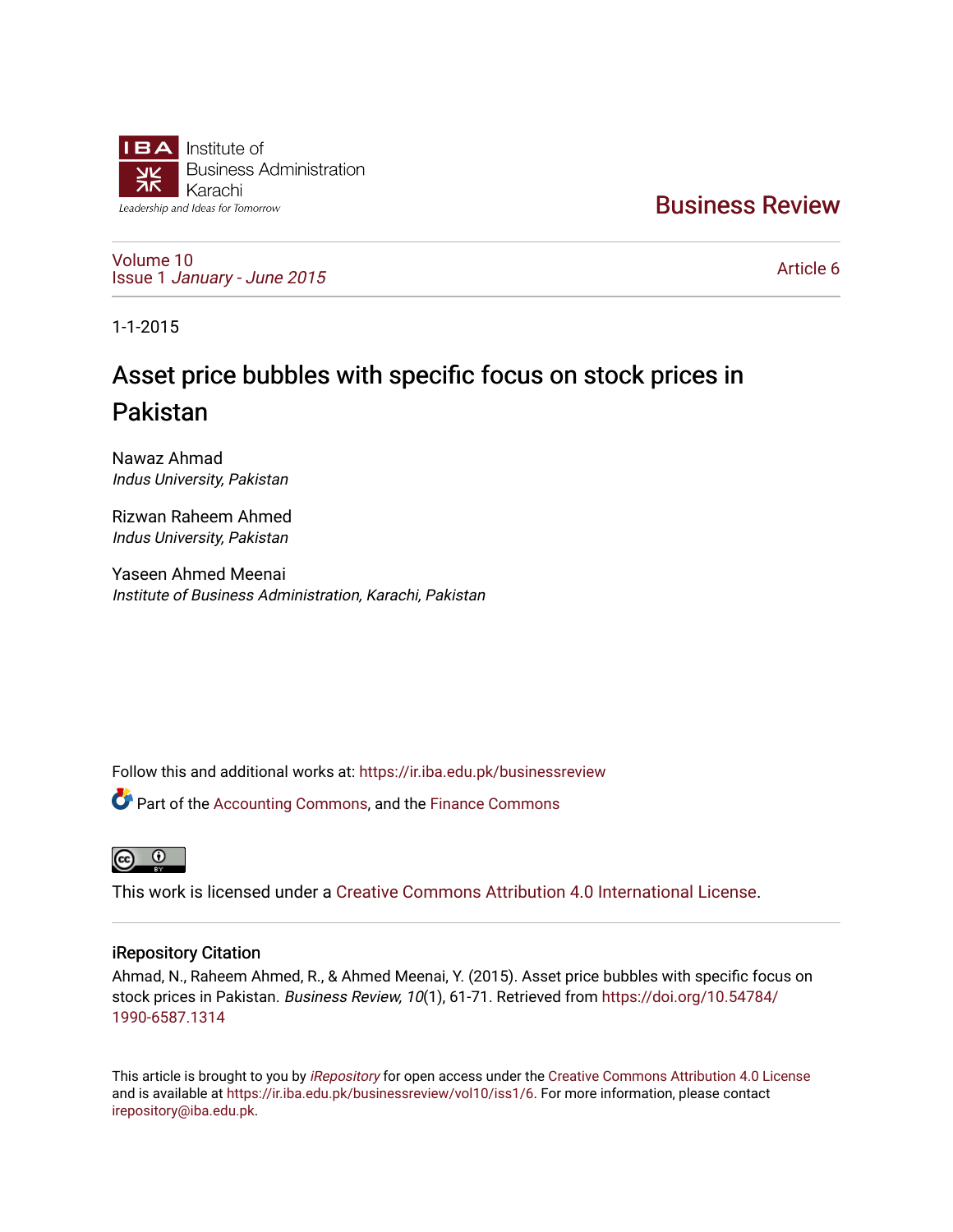Institute of Business Administration Karachi

*Leadership and Ideas for Tomorrow*

# Business Review

Volume 10
Issue 1 *January - June 2015*

Article 6

1-1-2015

# Asset price bubbles with specific focus on stock prices in Pakistan

Nawaz Ahmad
*Indus University, Pakistan*

Rizwan Raheem Ahmed
*Indus University, Pakistan*

Yaseen Ahmed Meenai
*Institute of Business Administration, Karachi, Pakistan*

Follow this and additional works at: https://ir.iba.edu.pk/businessreview

Part of the Accounting Commons, and the Finance Commons

This work is licensed under a Creative Commons Attribution 4.0 International License.

## iRepository Citation

Ahmad, N., Raheem Ahmed, R., & Ahmed Meenai, Y. (2015). Asset price bubbles with specific focus on stock prices in Pakistan. *Business Review, 10*(1), 61-71. Retrieved from https://doi.org/10.54784/1990-6587.1314

This article is brought to you by *iRepository* for open access under the Creative Commons Attribution 4.0 License and is available at https://ir.iba.edu.pk/businessreview/vol10/iss1/6. For more information, please contact irepository@iba.edu.pk.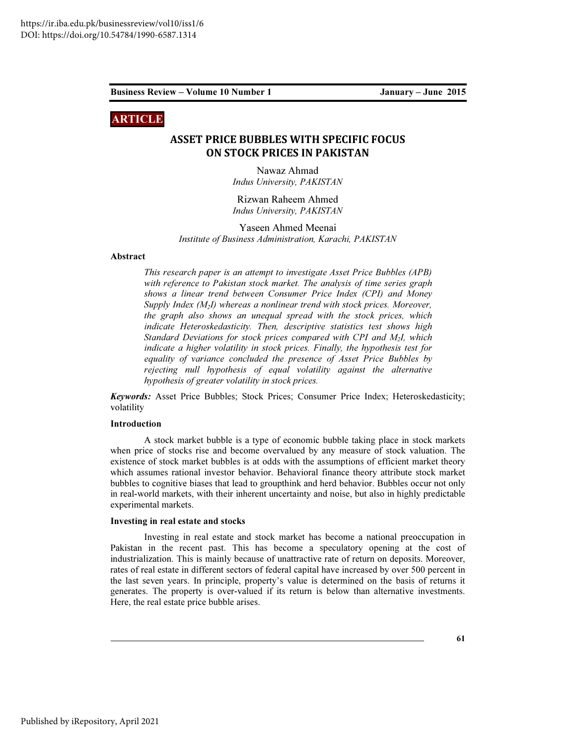# ASSET PRICE BUBBLES WITH SPECIFIC FOCUS ON STOCK PRICES IN PAKISTAN

Nawaz Ahmad
*Indus University, PAKISTAN*

Rizwan Raheem Ahmed
*Indus University, PAKISTAN*

Yaseen Ahmed Meenai
*Institute of Business Administration, Karachi, PAKISTAN*

**Abstract**

*This research paper is an attempt to investigate Asset Price Bubbles (APB) with reference to Pakistan stock market. The analysis of time series graph shows a linear trend between Consumer Price Index (CPI) and Money Supply Index ($M_2I$) whereas a nonlinear trend with stock prices. Moreover, the graph also shows an unequal spread with the stock prices, which indicate Heteroskedasticity. Then, descriptive statistics test shows high Standard Deviations for stock prices compared with CPI and $M_2I$, which indicate a higher volatility in stock prices. Finally, the hypothesis test for equality of variance concluded the presence of Asset Price Bubbles by rejecting null hypothesis of equal volatility against the alternative hypothesis of greater volatility in stock prices.*

***Keywords:*** Asset Price Bubbles; Stock Prices; Consumer Price Index; Heteroskedasticity; volatility

**Introduction**

A stock market bubble is a type of economic bubble taking place in stock markets when price of stocks rise and become overvalued by any measure of stock valuation. The existence of stock market bubbles is at odds with the assumptions of efficient market theory which assumes rational investor behavior. Behavioral finance theory attribute stock market bubbles to cognitive biases that lead to groupthink and herd behavior. Bubbles occur not only in real-world markets, with their inherent uncertainty and noise, but also in highly predictable experimental markets.

**Investing in real estate and stocks**

Investing in real estate and stock market has become a national preoccupation in Pakistan in the recent past. This has become a speculatory opening at the cost of industrialization. This is mainly because of unattractive rate of return on deposits. Moreover, rates of real estate in different sectors of federal capital have increased by over 500 percent in the last seven years. In principle, property's value is determined on the basis of returns it generates. The property is over-valued if its return is below than alternative investments. Here, the real estate price bubble arises.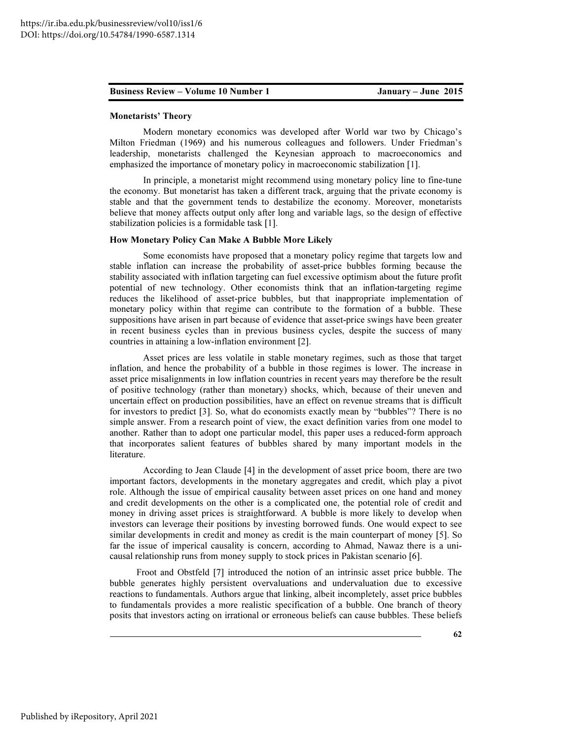**Monetarists' Theory**

Modern monetary economics was developed after World war two by Chicago's Milton Friedman (1969) and his numerous colleagues and followers. Under Friedman's leadership, monetarists challenged the Keynesian approach to macroeconomics and emphasized the importance of monetary policy in macroeconomic stabilization [1].

In principle, a monetarist might recommend using monetary policy line to fine-tune the economy. But monetarist has taken a different track, arguing that the private economy is stable and that the government tends to destabilize the economy. Moreover, monetarists believe that money affects output only after long and variable lags, so the design of effective stabilization policies is a formidable task [1].

**How Monetary Policy Can Make A Bubble More Likely**

Some economists have proposed that a monetary policy regime that targets low and stable inflation can increase the probability of asset-price bubbles forming because the stability associated with inflation targeting can fuel excessive optimism about the future profit potential of new technology. Other economists think that an inflation-targeting regime reduces the likelihood of asset-price bubbles, but that inappropriate implementation of monetary policy within that regime can contribute to the formation of a bubble. These suppositions have arisen in part because of evidence that asset-price swings have been greater in recent business cycles than in previous business cycles, despite the success of many countries in attaining a low-inflation environment [2].

Asset prices are less volatile in stable monetary regimes, such as those that target inflation, and hence the probability of a bubble in those regimes is lower. The increase in asset price misalignments in low inflation countries in recent years may therefore be the result of positive technology (rather than monetary) shocks, which, because of their uneven and uncertain effect on production possibilities, have an effect on revenue streams that is difficult for investors to predict [3]. So, what do economists exactly mean by "bubbles"? There is no simple answer. From a research point of view, the exact definition varies from one model to another. Rather than to adopt one particular model, this paper uses a reduced-form approach that incorporates salient features of bubbles shared by many important models in the literature.

According to Jean Claude [4] in the development of asset price boom, there are two important factors, developments in the monetary aggregates and credit, which play a pivot role. Although the issue of empirical causality between asset prices on one hand and money and credit developments on the other is a complicated one, the potential role of credit and money in driving asset prices is straightforward. A bubble is more likely to develop when investors can leverage their positions by investing borrowed funds. One would expect to see similar developments in credit and money as credit is the main counterpart of money [5]. So far the issue of imperical causality is concern, according to Ahmad, Nawaz there is a uni-causal relationship runs from money supply to stock prices in Pakistan scenario [6].

Froot and Obstfeld [7] introduced the notion of an intrinsic asset price bubble. The bubble generates highly persistent overvaluation and undervaluation due to excessive reactions to fundamentals. Authors argue that linking, albeit incompletely, asset price bubbles to fundamentals provides a more realistic specification of a bubble. One branch of theory posits that investors acting on irrational or erroneous beliefs can cause bubbles. These beliefs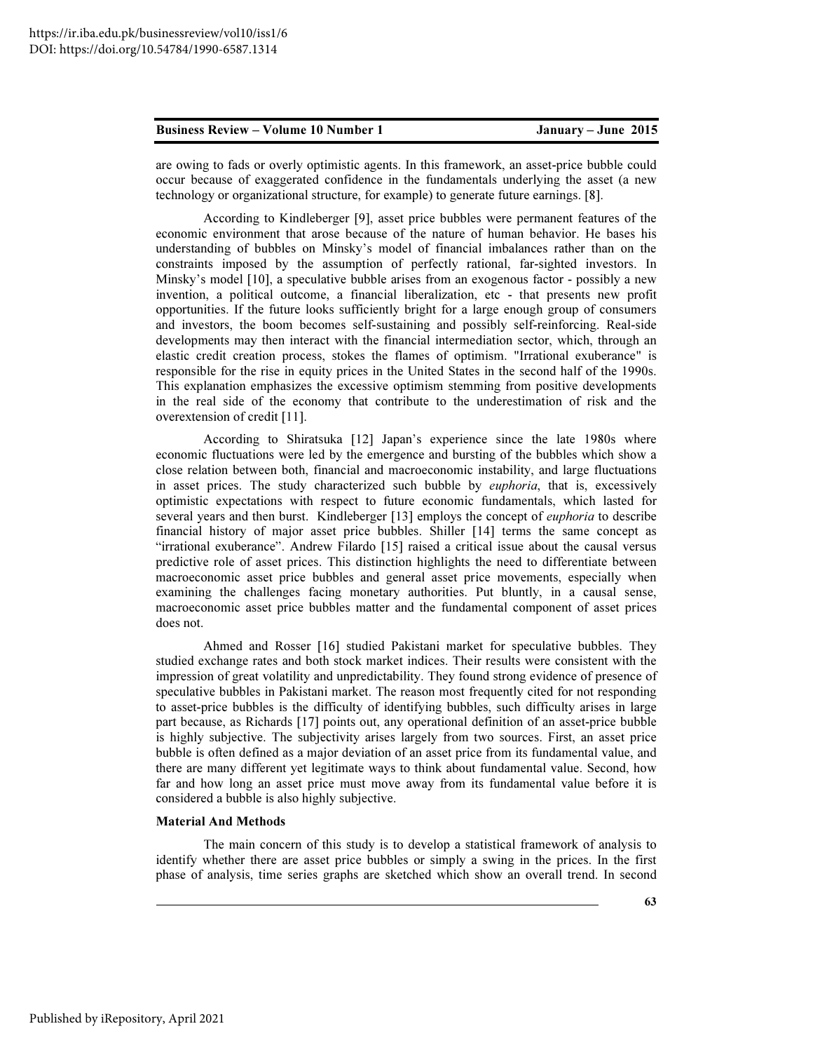are owing to fads or overly optimistic agents. In this framework, an asset-price bubble could occur because of exaggerated confidence in the fundamentals underlying the asset (a new technology or organizational structure, for example) to generate future earnings. [8].

According to Kindleberger [9], asset price bubbles were permanent features of the economic environment that arose because of the nature of human behavior. He bases his understanding of bubbles on Minsky's model of financial imbalances rather than on the constraints imposed by the assumption of perfectly rational, far-sighted investors. In Minsky's model [10], a speculative bubble arises from an exogenous factor - possibly a new invention, a political outcome, a financial liberalization, etc - that presents new profit opportunities. If the future looks sufficiently bright for a large enough group of consumers and investors, the boom becomes self-sustaining and possibly self-reinforcing. Real-side developments may then interact with the financial intermediation sector, which, through an elastic credit creation process, stokes the flames of optimism. "Irrational exuberance" is responsible for the rise in equity prices in the United States in the second half of the 1990s. This explanation emphasizes the excessive optimism stemming from positive developments in the real side of the economy that contribute to the underestimation of risk and the overextension of credit [11].

According to Shiratsuka [12] Japan's experience since the late 1980s where economic fluctuations were led by the emergence and bursting of the bubbles which show a close relation between both, financial and macroeconomic instability, and large fluctuations in asset prices. The study characterized such bubble by *euphoria*, that is, excessively optimistic expectations with respect to future economic fundamentals, which lasted for several years and then burst. Kindleberger [13] employs the concept of *euphoria* to describe financial history of major asset price bubbles. Shiller [14] terms the same concept as "irrational exuberance". Andrew Filardo [15] raised a critical issue about the causal versus predictive role of asset prices. This distinction highlights the need to differentiate between macroeconomic asset price bubbles and general asset price movements, especially when examining the challenges facing monetary authorities. Put bluntly, in a causal sense, macroeconomic asset price bubbles matter and the fundamental component of asset prices does not.

Ahmed and Rosser [16] studied Pakistani market for speculative bubbles. They studied exchange rates and both stock market indices. Their results were consistent with the impression of great volatility and unpredictability. They found strong evidence of presence of speculative bubbles in Pakistani market. The reason most frequently cited for not responding to asset-price bubbles is the difficulty of identifying bubbles, such difficulty arises in large part because, as Richards [17] points out, any operational definition of an asset-price bubble is highly subjective. The subjectivity arises largely from two sources. First, an asset price bubble is often defined as a major deviation of an asset price from its fundamental value, and there are many different yet legitimate ways to think about fundamental value. Second, how far and how long an asset price must move away from its fundamental value before it is considered a bubble is also highly subjective.

### Material And Methods

The main concern of this study is to develop a statistical framework of analysis to identify whether there are asset price bubbles or simply a swing in the prices. In the first phase of analysis, time series graphs are sketched which show an overall trend. In second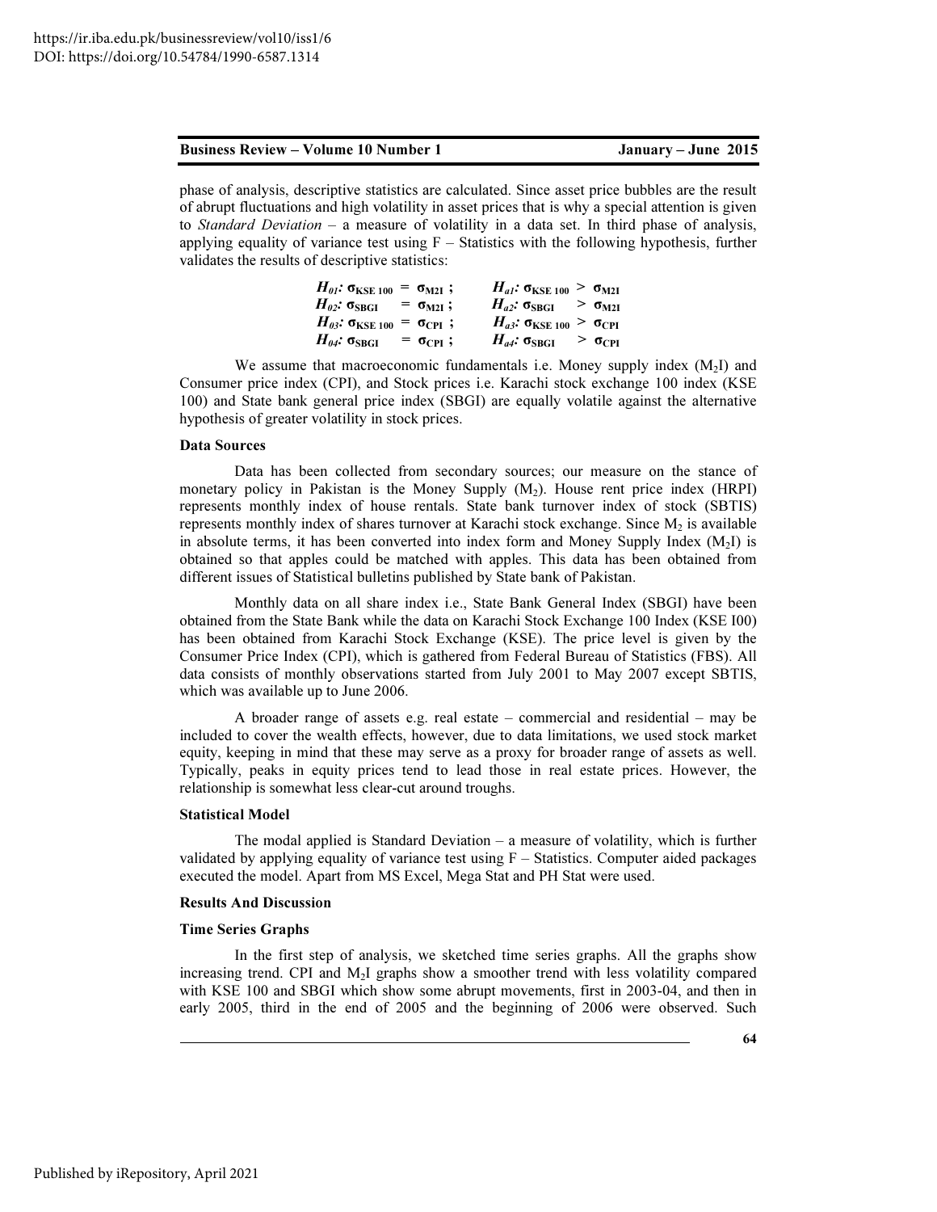phase of analysis, descriptive statistics are calculated. Since asset price bubbles are the result of abrupt fluctuations and high volatility in asset prices that is why a special attention is given to *Standard Deviation* – a measure of volatility in a data set. In third phase of analysis, applying equality of variance test using F – Statistics with the following hypothesis, further validates the results of descriptive statistics:

$$H_{01}: \sigma_{KSE\ 100} = \sigma_{M2I}\ ; \qquad H_{a1}: \sigma_{KSE\ 100} > \sigma_{M2I}$$
$$H_{02}: \sigma_{SBGI} = \sigma_{M2I}\ ; \qquad H_{a2}: \sigma_{SBGI} > \sigma_{M2I}$$
$$H_{03}: \sigma_{KSE\ 100} = \sigma_{CPI}\ ; \qquad H_{a3}: \sigma_{KSE\ 100} > \sigma_{CPI}$$
$$H_{04}: \sigma_{SBGI} = \sigma_{CPI}\ ; \qquad H_{a4}: \sigma_{SBGI} > \sigma_{CPI}$$

We assume that macroeconomic fundamentals i.e. Money supply index ($M_2I$) and Consumer price index (CPI), and Stock prices i.e. Karachi stock exchange 100 index (KSE 100) and State bank general price index (SBGI) are equally volatile against the alternative hypothesis of greater volatility in stock prices.

**Data Sources**

Data has been collected from secondary sources; our measure on the stance of monetary policy in Pakistan is the Money Supply ($M_2$). House rent price index (HRPI) represents monthly index of house rentals. State bank turnover index of stock (SBTIS) represents monthly index of shares turnover at Karachi stock exchange. Since $M_2$ is available in absolute terms, it has been converted into index form and Money Supply Index ($M_2I$) is obtained so that apples could be matched with apples. This data has been obtained from different issues of Statistical bulletins published by State bank of Pakistan.

Monthly data on all share index i.e., State Bank General Index (SBGI) have been obtained from the State Bank while the data on Karachi Stock Exchange 100 Index (KSE I00) has been obtained from Karachi Stock Exchange (KSE). The price level is given by the Consumer Price Index (CPI), which is gathered from Federal Bureau of Statistics (FBS). All data consists of monthly observations started from July 2001 to May 2007 except SBTIS, which was available up to June 2006.

A broader range of assets e.g. real estate – commercial and residential – may be included to cover the wealth effects, however, due to data limitations, we used stock market equity, keeping in mind that these may serve as a proxy for broader range of assets as well. Typically, peaks in equity prices tend to lead those in real estate prices. However, the relationship is somewhat less clear-cut around troughs.

**Statistical Model**

The modal applied is Standard Deviation – a measure of volatility, which is further validated by applying equality of variance test using F – Statistics. Computer aided packages executed the model. Apart from MS Excel, Mega Stat and PH Stat were used.

**Results And Discussion**

**Time Series Graphs**

In the first step of analysis, we sketched time series graphs. All the graphs show increasing trend. CPI and $M_2I$ graphs show a smoother trend with less volatility compared with KSE 100 and SBGI which show some abrupt movements, first in 2003-04, and then in early 2005, third in the end of 2005 and the beginning of 2006 were observed. Such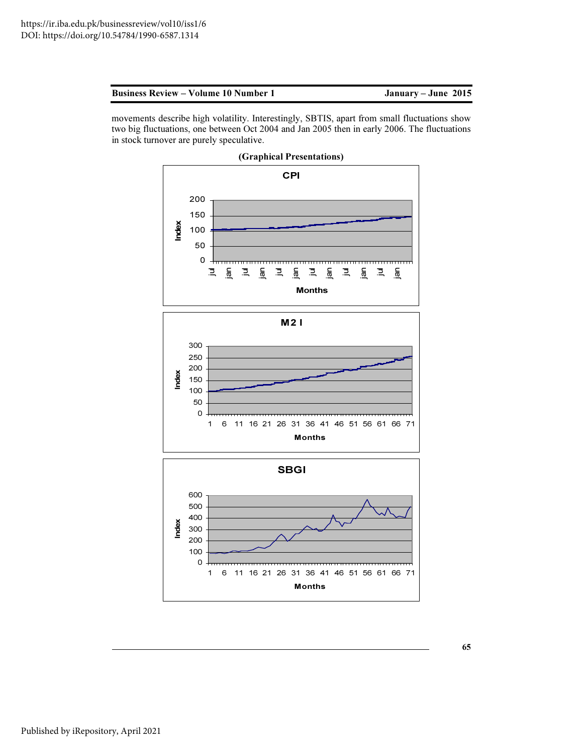movements describe high volatility. Interestingly, SBTIS, apart from small fluctuations show two big fluctuations, one between Oct 2004 and Jan 2005 then in early 2006. The fluctuations in stock turnover are purely speculative.

**(Graphical Presentations)**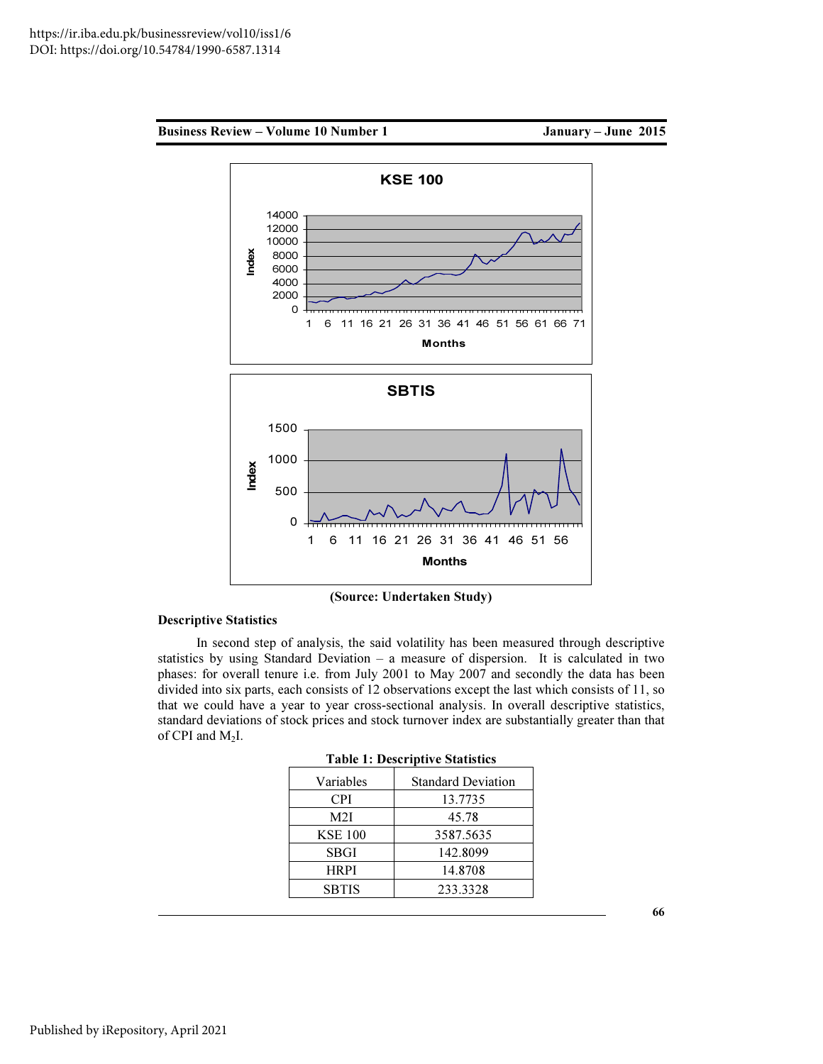(Source: Undertaken Study)

**Descriptive Statistics**

In second step of analysis, the said volatility has been measured through descriptive statistics by using Standard Deviation – a measure of dispersion. It is calculated in two phases: for overall tenure i.e. from July 2001 to May 2007 and secondly the data has been divided into six parts, each consists of 12 observations except the last which consists of 11, so that we could have a year to year cross-sectional analysis. In overall descriptive statistics, standard deviations of stock prices and stock turnover index are substantially greater than that of CPI and $M_2I$.

**Table 1: Descriptive Statistics**

| Variables | Standard Deviation |
|---|---|
| CPI | 13.7735 |
| M2I | 45.78 |
| KSE 100 | 3587.5635 |
| SBGI | 142.8099 |
| HRPI | 14.8708 |
| SBTIS | 233.3328 |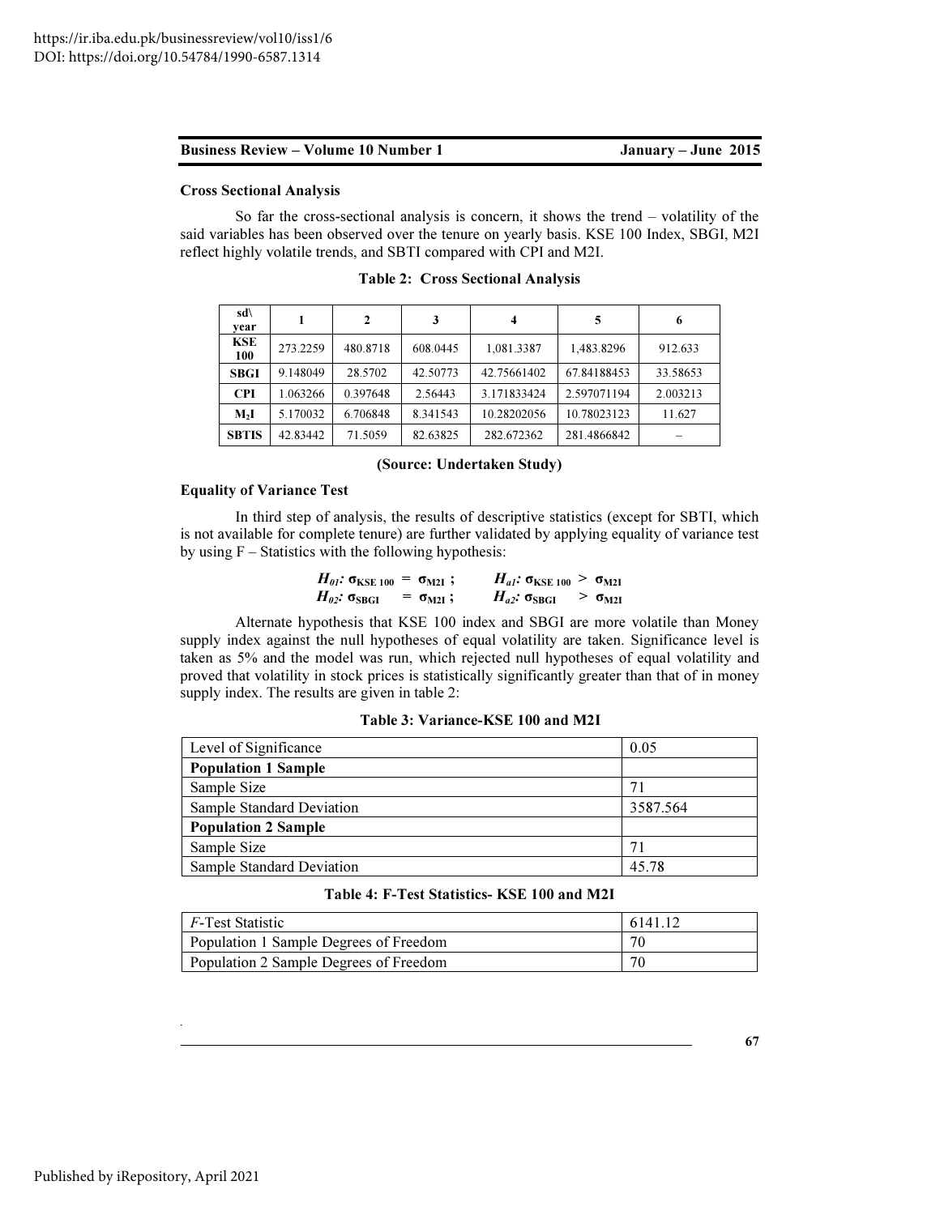**Cross Sectional Analysis**

So far the cross-sectional analysis is concern, it shows the trend – volatility of the said variables has been observed over the tenure on yearly basis. KSE 100 Index, SBGI, M2I reflect highly volatile trends, and SBTI compared with CPI and M2I.

**Table 2: Cross Sectional Analysis**

| sd\ year | 1 | 2 | 3 | 4 | 5 | 6 |
|---|---|---|---|---|---|---|
| **KSE 100** | 273.2259 | 480.8718 | 608.0445 | 1,081.3387 | 1,483.8296 | 912.633 |
| **SBGI** | 9.148049 | 28.5702 | 42.50773 | 42.75661402 | 67.84188453 | 33.58653 |
| **CPI** | 1.063266 | 0.397648 | 2.56443 | 3.171833424 | 2.597071194 | 2.003213 |
| **$M_2$I** | 5.170032 | 6.706848 | 8.341543 | 10.28202056 | 10.78023123 | 11.627 |
| **SBTIS** | 42.83442 | 71.5059 | 82.63825 | 282.672362 | 281.4866842 | – |

**(Source: Undertaken Study)**

**Equality of Variance Test**

In third step of analysis, the results of descriptive statistics (except for SBTI, which is not available for complete tenure) are further validated by applying equality of variance test by using F – Statistics with the following hypothesis:

$$H_{01}: \sigma_{KSE\ 100} = \sigma_{M2I}\ ; \qquad H_{a1}: \sigma_{KSE\ 100} > \sigma_{M2I}$$
$$H_{02}: \sigma_{SBGI} = \sigma_{M2I}\ ; \qquad H_{a2}: \sigma_{SBGI} > \sigma_{M2I}$$

Alternate hypothesis that KSE 100 index and SBGI are more volatile than Money supply index against the null hypotheses of equal volatility are taken. Significance level is taken as 5% and the model was run, which rejected null hypotheses of equal volatility and proved that volatility in stock prices is statistically significantly greater than that of in money supply index. The results are given in table 2:

**Table 3: Variance-KSE 100 and M2I**

| Level of Significance | 0.05 |
|---|---|
| **Population 1 Sample** | |
| Sample Size | 71 |
| Sample Standard Deviation | 3587.564 |
| **Population 2 Sample** | |
| Sample Size | 71 |
| Sample Standard Deviation | 45.78 |

**Table 4: F-Test Statistics- KSE 100 and M2I**

| *F*-Test Statistic | 6141.12 |
|---|---|
| Population 1 Sample Degrees of Freedom | 70 |
| Population 2 Sample Degrees of Freedom | 70 |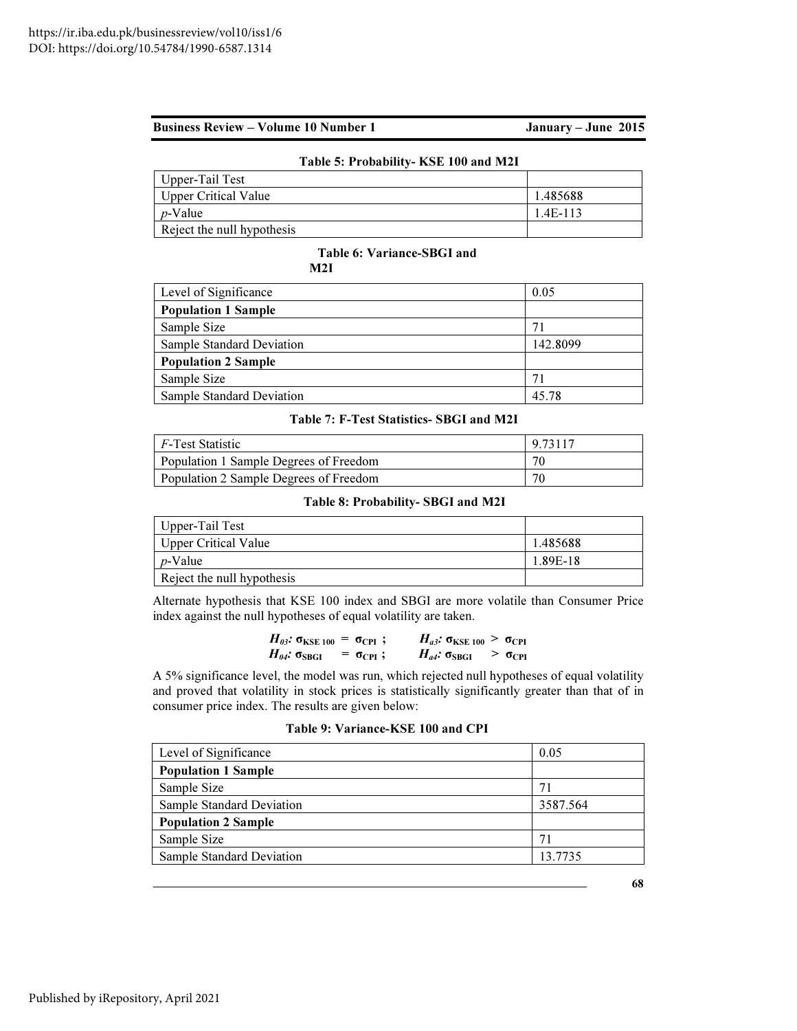**Table 5: Probability- KSE 100 and M2I**

| Upper-Tail Test | |
|---|---|
| Upper Critical Value | 1.485688 |
| *p*-Value | 1.4E-113 |
| Reject the null hypothesis | |

**Table 6: Variance-SBGI and M2I**

| Level of Significance | 0.05 |
|---|---|
| **Population 1 Sample** | |
| Sample Size | 71 |
| Sample Standard Deviation | 142.8099 |
| **Population 2 Sample** | |
| Sample Size | 71 |
| Sample Standard Deviation | 45.78 |

**Table 7: F-Test Statistics- SBGI and M2I**

| *F*-Test Statistic | 9.73117 |
|---|---|
| Population 1 Sample Degrees of Freedom | 70 |
| Population 2 Sample Degrees of Freedom | 70 |

**Table 8: Probability- SBGI and M2I**

| Upper-Tail Test | |
|---|---|
| Upper Critical Value | 1.485688 |
| *p*-Value | 1.89E-18 |
| Reject the null hypothesis | |

Alternate hypothesis that KSE 100 index and SBGI are more volatile than Consumer Price index against the null hypotheses of equal volatility are taken.

$$H_{03}: \sigma_{\text{KSE 100}} = \sigma_{\text{CPI}}\ ; \qquad H_{a3}: \sigma_{\text{KSE 100}} > \sigma_{\text{CPI}}$$
$$H_{04}: \sigma_{\text{SBGI}} = \sigma_{\text{CPI}}\ ; \qquad H_{a4}: \sigma_{\text{SBGI}} > \sigma_{\text{CPI}}$$

A 5% significance level, the model was run, which rejected null hypotheses of equal volatility and proved that volatility in stock prices is statistically significantly greater than that of in consumer price index. The results are given below:

**Table 9: Variance-KSE 100 and CPI**

| Level of Significance | 0.05 |
|---|---|
| **Population 1 Sample** | |
| Sample Size | 71 |
| Sample Standard Deviation | 3587.564 |
| **Population 2 Sample** | |
| Sample Size | 71 |
| Sample Standard Deviation | 13.7735 |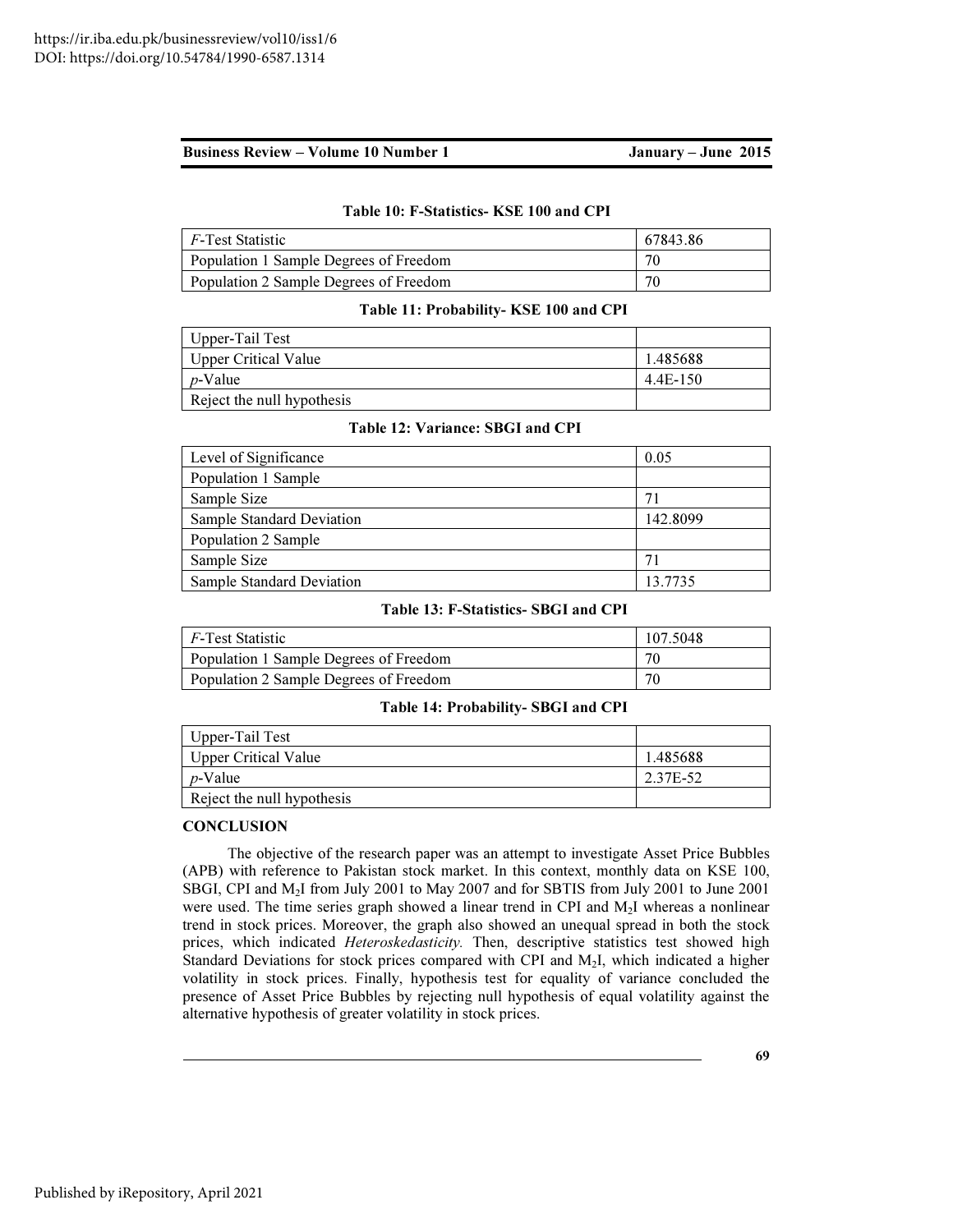**Table 10: F-Statistics- KSE 100 and CPI**

| | |
|---|---|
| *F*-Test Statistic | 67843.86 |
| Population 1 Sample Degrees of Freedom | 70 |
| Population 2 Sample Degrees of Freedom | 70 |

**Table 11: Probability- KSE 100 and CPI**

| | |
|---|---|
| Upper-Tail Test | |
| Upper Critical Value | 1.485688 |
| *p*-Value | 4.4E-150 |
| Reject the null hypothesis | |

**Table 12: Variance: SBGI and CPI**

| | |
|---|---|
| Level of Significance | 0.05 |
| Population 1 Sample | |
| Sample Size | 71 |
| Sample Standard Deviation | 142.8099 |
| Population 2 Sample | |
| Sample Size | 71 |
| Sample Standard Deviation | 13.7735 |

**Table 13: F-Statistics- SBGI and CPI**

| | |
|---|---|
| *F*-Test Statistic | 107.5048 |
| Population 1 Sample Degrees of Freedom | 70 |
| Population 2 Sample Degrees of Freedom | 70 |

**Table 14: Probability- SBGI and CPI**

| | |
|---|---|
| Upper-Tail Test | |
| Upper Critical Value | 1.485688 |
| *p*-Value | 2.37E-52 |
| Reject the null hypothesis | |

## CONCLUSION

The objective of the research paper was an attempt to investigate Asset Price Bubbles (APB) with reference to Pakistan stock market. In this context, monthly data on KSE 100, SBGI, CPI and $M_2I$ from July 2001 to May 2007 and for SBTIS from July 2001 to June 2001 were used. The time series graph showed a linear trend in CPI and $M_2I$ whereas a nonlinear trend in stock prices. Moreover, the graph also showed an unequal spread in both the stock prices, which indicated *Heteroskedasticity.* Then, descriptive statistics test showed high Standard Deviations for stock prices compared with CPI and $M_2I$, which indicated a higher volatility in stock prices. Finally, hypothesis test for equality of variance concluded the presence of Asset Price Bubbles by rejecting null hypothesis of equal volatility against the alternative hypothesis of greater volatility in stock prices.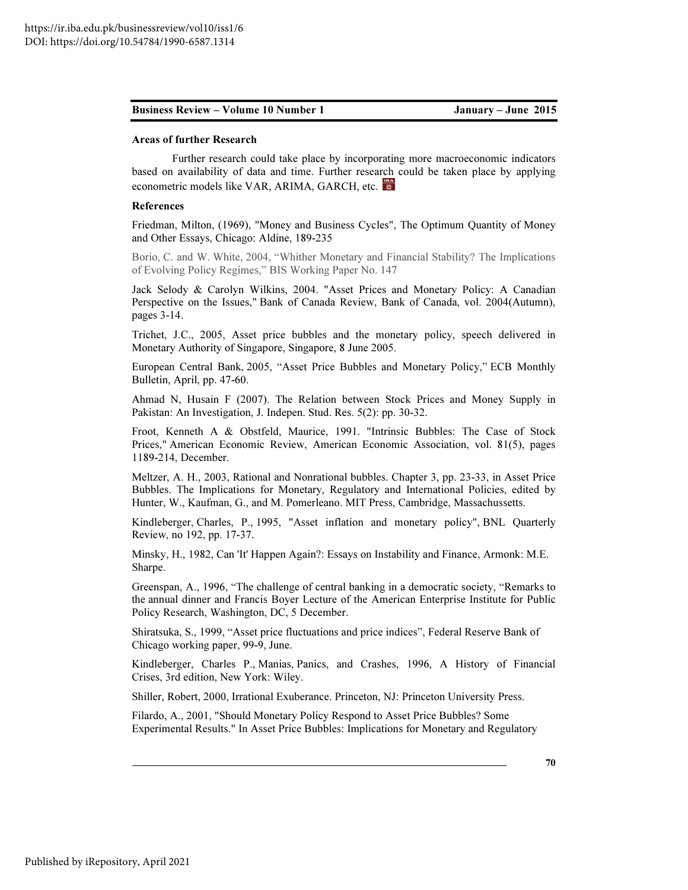**Areas of further Research**

Further research could take place by incorporating more macroeconomic indicators based on availability of data and time. Further research could be taken place by applying econometric models like VAR, ARIMA, GARCH, etc.

**References**

Friedman, Milton, (1969), "Money and Business Cycles", The Optimum Quantity of Money and Other Essays, Chicago: Aldine, 189-235

Borio, C. and W. White, 2004, "Whither Monetary and Financial Stability? The Implications of Evolving Policy Regimes," BIS Working Paper No. 147

Jack Selody & Carolyn Wilkins, 2004. "Asset Prices and Monetary Policy: A Canadian Perspective on the Issues," Bank of Canada Review, Bank of Canada, vol. 2004(Autumn), pages 3-14.

Trichet, J.C., 2005, Asset price bubbles and the monetary policy, speech delivered in Monetary Authority of Singapore, Singapore, 8 June 2005.

European Central Bank, 2005, "Asset Price Bubbles and Monetary Policy," ECB Monthly Bulletin, April, pp. 47-60.

Ahmad N, Husain F (2007). The Relation between Stock Prices and Money Supply in Pakistan: An Investigation, J. Indepen. Stud. Res. 5(2): pp. 30-32.

Froot, Kenneth A & Obstfeld, Maurice, 1991. "Intrinsic Bubbles: The Case of Stock Prices," American Economic Review, American Economic Association, vol. 81(5), pages 1189-214, December.

Meltzer, A. H., 2003, Rational and Nonrational bubbles. Chapter 3, pp. 23-33, in Asset Price Bubbles. The Implications for Monetary, Regulatory and International Policies, edited by Hunter, W., Kaufman, G., and M. Pomerleano. MIT Press, Cambridge, Massachussetts.

Kindleberger, Charles, P., 1995, "Asset inflation and monetary policy", BNL Quarterly Review, no 192, pp. 17-37.

Minsky, H., 1982, Can 'It' Happen Again?: Essays on Instability and Finance, Armonk: M.E. Sharpe.

Greenspan, A., 1996, "The challenge of central banking in a democratic society, "Remarks to the annual dinner and Francis Boyer Lecture of the American Enterprise Institute for Public Policy Research, Washington, DC, 5 December.

Shiratsuka, S., 1999, "Asset price fluctuations and price indices", Federal Reserve Bank of Chicago working paper, 99-9, June.

Kindleberger, Charles P., Manias, Panics, and Crashes, 1996, A History of Financial Crises, 3rd edition, New York: Wiley.

Shiller, Robert, 2000, Irrational Exuberance. Princeton, NJ: Princeton University Press.

Filardo, A., 2001, "Should Monetary Policy Respond to Asset Price Bubbles? Some Experimental Results." In Asset Price Bubbles: Implications for Monetary and Regulatory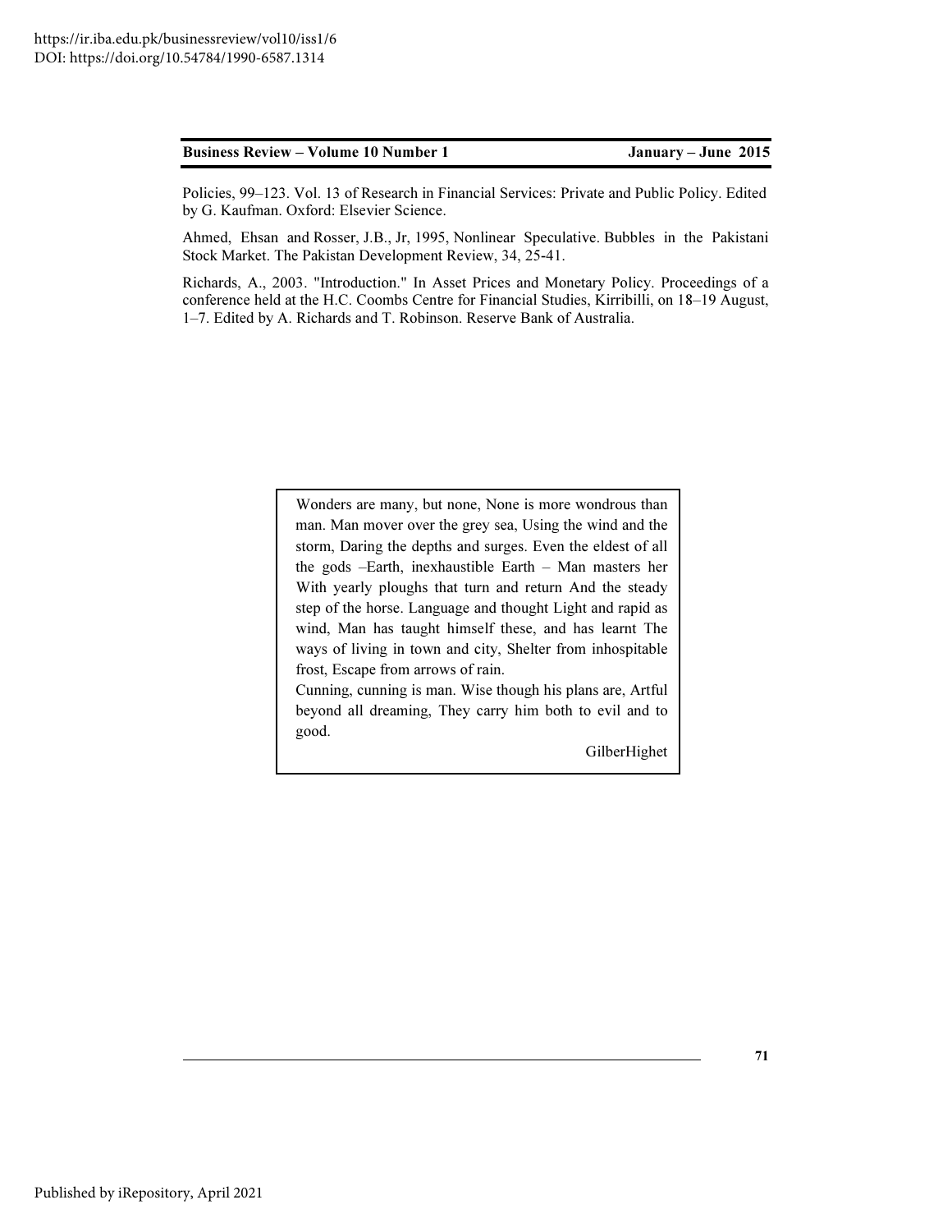Policies, 99–123. Vol. 13 of Research in Financial Services: Private and Public Policy. Edited by G. Kaufman. Oxford: Elsevier Science.

Ahmed, Ehsan and Rosser, J.B., Jr, 1995, Nonlinear Speculative. Bubbles in the Pakistani Stock Market. The Pakistan Development Review, 34, 25-41.

Richards, A., 2003. "Introduction." In Asset Prices and Monetary Policy. Proceedings of a conference held at the H.C. Coombs Centre for Financial Studies, Kirribilli, on 18–19 August, 1–7. Edited by A. Richards and T. Robinson. Reserve Bank of Australia.

> Wonders are many, but none, None is more wondrous than man. Man mover over the grey sea, Using the wind and the storm, Daring the depths and surges. Even the eldest of all the gods –Earth, inexhaustible Earth – Man masters her With yearly ploughs that turn and return And the steady step of the horse. Language and thought Light and rapid as wind, Man has taught himself these, and has learnt The ways of living in town and city, Shelter from inhospitable frost, Escape from arrows of rain.
>
> Cunning, cunning is man. Wise though his plans are, Artful beyond all dreaming, They carry him both to evil and to good.
>
> GilberHighet